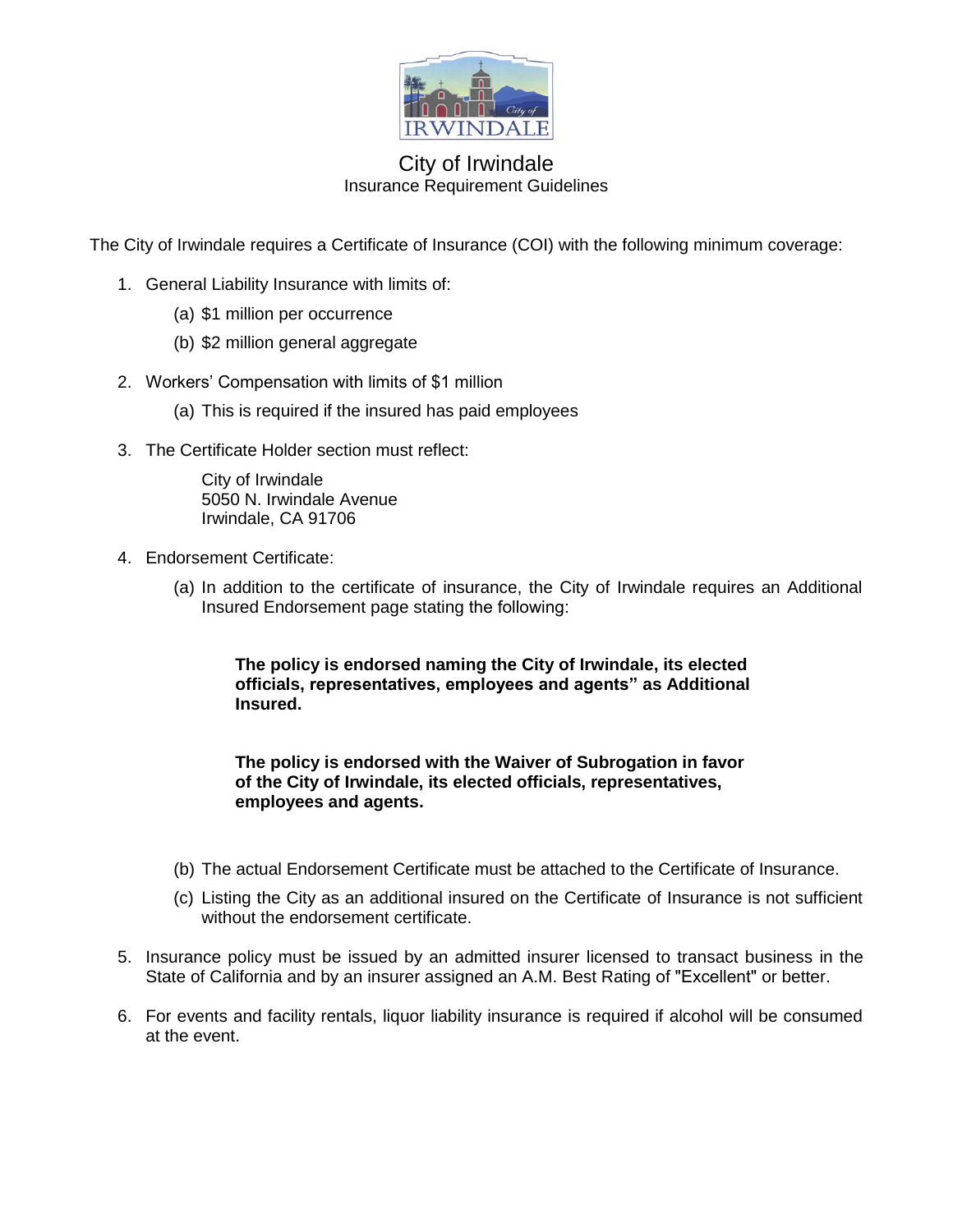# City of Irwindale

## Insurance Requirement Guidelines

The City of Irwindale requires a Certificate of Insurance (COI) with the following minimum coverage:

1. General Liability Insurance with limits of:
   (a) $1 million per occurrence
   (b) $2 million general aggregate

2. Workers' Compensation with limits of $1 million
   (a) This is required if the insured has paid employees

3. The Certificate Holder section must reflect:

   City of Irwindale
   5050 N. Irwindale Avenue
   Irwindale, CA 91706

4. Endorsement Certificate:
   (a) In addition to the certificate of insurance, the City of Irwindale requires an Additional Insured Endorsement page stating the following:

      **The policy is endorsed naming the City of Irwindale, its elected officials, representatives, employees and agents" as Additional Insured.**

      **The policy is endorsed with the Waiver of Subrogation in favor of the City of Irwindale, its elected officials, representatives, employees and agents.**

   (b) The actual Endorsement Certificate must be attached to the Certificate of Insurance.
   (c) Listing the City as an additional insured on the Certificate of Insurance is not sufficient without the endorsement certificate.

5. Insurance policy must be issued by an admitted insurer licensed to transact business in the State of California and by an insurer assigned an A.M. Best Rating of "Excellent" or better.

6. For events and facility rentals, liquor liability insurance is required if alcohol will be consumed at the event.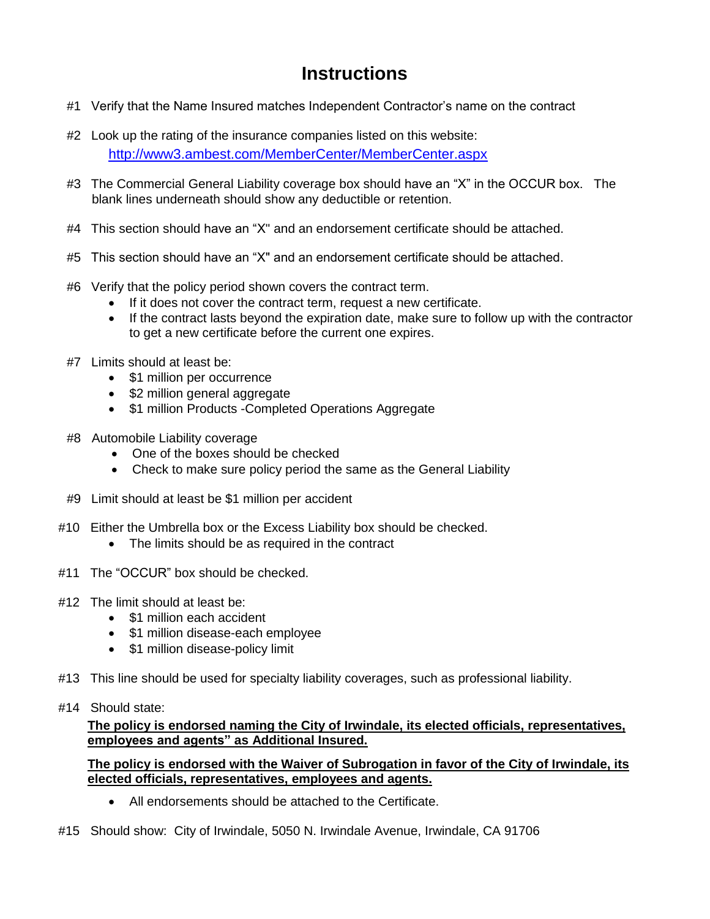# Instructions

#1 Verify that the Name Insured matches Independent Contractor's name on the contract

#2 Look up the rating of the insurance companies listed on this website: [http://www3.ambest.com/MemberCenter/MemberCenter.aspx](http://www3.ambest.com/MemberCenter/MemberCenter.aspx)

#3 The Commercial General Liability coverage box should have an "X" in the OCCUR box. The blank lines underneath should show any deductible or retention.

#4 This section should have an "X" and an endorsement certificate should be attached.

#5 This section should have an "X" and an endorsement certificate should be attached.

#6 Verify that the policy period shown covers the contract term.

- If it does not cover the contract term, request a new certificate.
- If the contract lasts beyond the expiration date, make sure to follow up with the contractor to get a new certificate before the current one expires.

#7 Limits should at least be:

- $1 million per occurrence
- $2 million general aggregate
- $1 million Products -Completed Operations Aggregate

#8 Automobile Liability coverage

- One of the boxes should be checked
- Check to make sure policy period the same as the General Liability

#9 Limit should at least be $1 million per accident

#10 Either the Umbrella box or the Excess Liability box should be checked.

- The limits should be as required in the contract

#11 The "OCCUR" box should be checked.

#12 The limit should at least be:

- $1 million each accident
- $1 million disease-each employee
- $1 million disease-policy limit

#13 This line should be used for specialty liability coverages, such as professional liability.

#14 Should state:

**<u>The policy is endorsed naming the City of Irwindale, its elected officials, representatives, employees and agents" as Additional Insured.</u>**

**<u>The policy is endorsed with the Waiver of Subrogation in favor of the City of Irwindale, its elected officials, representatives, employees and agents.</u>**

- All endorsements should be attached to the Certificate.

#15 Should show: City of Irwindale, 5050 N. Irwindale Avenue, Irwindale, CA 91706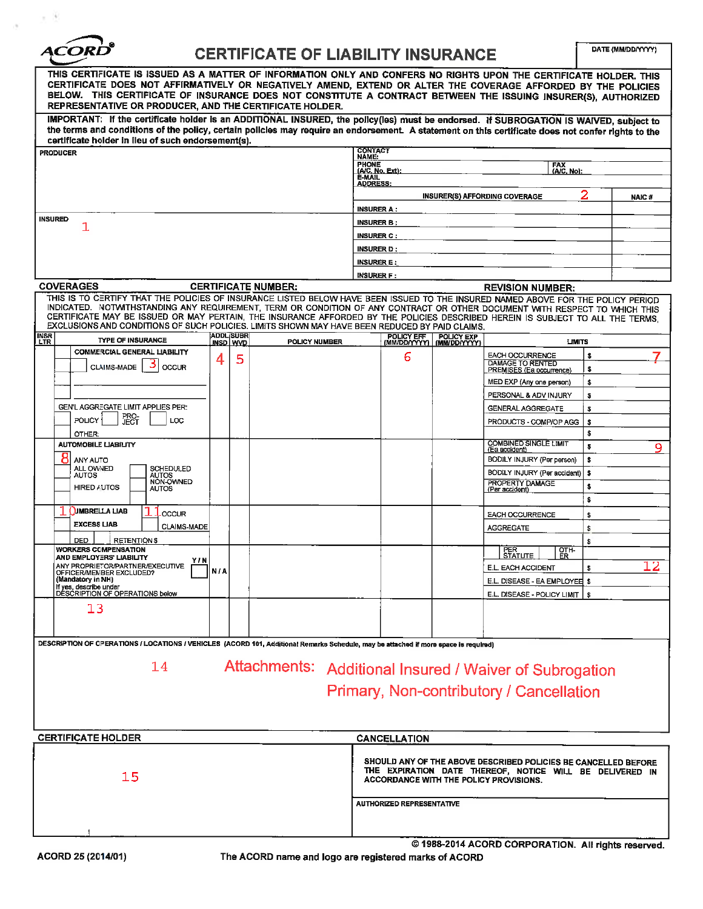# CERTIFICATE OF LIABILITY INSURANCE

**ACORD®**

DATE (MM/DD/YYYY)

THIS CERTIFICATE IS ISSUED AS A MATTER OF INFORMATION ONLY AND CONFERS NO RIGHTS UPON THE CERTIFICATE HOLDER. THIS CERTIFICATE DOES NOT AFFIRMATIVELY OR NEGATIVELY AMEND, EXTEND OR ALTER THE COVERAGE AFFORDED BY THE POLICIES BELOW. THIS CERTIFICATE OF INSURANCE DOES NOT CONSTITUTE A CONTRACT BETWEEN THE ISSUING INSURER(S), AUTHORIZED REPRESENTATIVE OR PRODUCER, AND THE CERTIFICATE HOLDER.

**IMPORTANT:** If the certificate holder is an ADDITIONAL INSURED, the policy(ies) must be endorsed. If SUBROGATION IS WAIVED, subject to the terms and conditions of the policy, certain policies may require an endorsement. A statement on this certificate does not confer rights to the certificate holder in lieu of such endorsement(s).

| PRODUCER | CONTACT NAME: | | |
|---|---|---|---|
| | PHONE (A/C, No, Ext): | FAX (A/C, No): | |
| | E-MAIL ADDRESS: | | |
| | INSURER(S) AFFORDING COVERAGE 2 | | NAIC # |
| | INSURER A : | | |
| INSURED 1 | INSURER B : | | |
| | INSURER C : | | |
| | INSURER D : | | |
| | INSURER E : | | |
| | INSURER F : | | |

**COVERAGES** CERTIFICATE NUMBER: REVISION NUMBER:

THIS IS TO CERTIFY THAT THE POLICIES OF INSURANCE LISTED BELOW HAVE BEEN ISSUED TO THE INSURED NAMED ABOVE FOR THE POLICY PERIOD INDICATED. NOTWITHSTANDING ANY REQUIREMENT, TERM OR CONDITION OF ANY CONTRACT OR OTHER DOCUMENT WITH RESPECT TO WHICH THIS CERTIFICATE MAY BE ISSUED OR MAY PERTAIN, THE INSURANCE AFFORDED BY THE POLICIES DESCRIBED HEREIN IS SUBJECT TO ALL THE TERMS, EXCLUSIONS AND CONDITIONS OF SUCH POLICIES. LIMITS SHOWN MAY HAVE BEEN REDUCED BY PAID CLAIMS.

| INSR LTR | TYPE OF INSURANCE | ADDL INSD | SUBR WVD | POLICY NUMBER | POLICY EFF (MM/DD/YYYY) | POLICY EXP (MM/DD/YYYY) | LIMITS | |
|---|---|---|---|---|---|---|---|---|
| | COMMERCIAL GENERAL LIABILITY | 4 | 5 | | 6 | | EACH OCCURRENCE | $ 7 |
| | CLAIMS-MADE 3 OCCUR | | | | | | DAMAGE TO RENTED PREMISES (Ea occurrence) | $ |
| | | | | | | | MED EXP (Any one person) | $ |
| | | | | | | | PERSONAL & ADV INJURY | $ |
| | GEN'L AGGREGATE LIMIT APPLIES PER: | | | | | | GENERAL AGGREGATE | $ |
| | POLICY PRO-JECT LOC | | | | | | PRODUCTS - COMP/OP AGG | $ |
| | OTHER: | | | | | | | $ |
| | AUTOMOBILE LIABILITY | | | | | | COMBINED SINGLE LIMIT (Ea accident) | $ 9 |
| | 8 ANY AUTO | | | | | | BODILY INJURY (Per person) | $ |
| | ALL OWNED AUTOS / SCHEDULED AUTOS | | | | | | BODILY INJURY (Per accident) | $ |
| | HIRED AUTOS / NON-OWNED AUTOS | | | | | | PROPERTY DAMAGE (Per accident) | $ |
| | | | | | | | | $ |
| | 10 UMBRELLA LIAB / 11 OCCUR | | | | | | EACH OCCURRENCE | $ |
| | EXCESS LIAB / CLAIMS-MADE | | | | | | AGGREGATE | $ |
| | DED / RETENTION $ | | | | | | | $ |
| | WORKERS COMPENSATION AND EMPLOYERS' LIABILITY | | | | | | PER STATUTE / OTH-ER | |
| | ANY PROPRIETOR/PARTNER/EXECUTIVE OFFICER/MEMBER EXCLUDED? (Mandatory in NH) Y/N | N/A | | | | | E.L. EACH ACCIDENT | $ 12 |
| | If yes, describe under DESCRIPTION OF OPERATIONS below | | | | | | E.L. DISEASE - EA EMPLOYEE | $ |
| | | | | | | | E.L. DISEASE - POLICY LIMIT | $ |
| | 13 | | | | | | | |

DESCRIPTION OF OPERATIONS / LOCATIONS / VEHICLES (ACORD 101, Additional Remarks Schedule, may be attached if more space is required)

14 Attachments: Additional Insured / Waiver of Subrogation
Primary, Non-contributory / Cancellation

| CERTIFICATE HOLDER | CANCELLATION |
|---|---|
| 15 | SHOULD ANY OF THE ABOVE DESCRIBED POLICIES BE CANCELLED BEFORE THE EXPIRATION DATE THEREOF, NOTICE WILL BE DELIVERED IN ACCORDANCE WITH THE POLICY PROVISIONS. |
| | AUTHORIZED REPRESENTATIVE |

ACORD 25 (2014/01) © 1988-2014 ACORD CORPORATION. All rights reserved.

The ACORD name and logo are registered marks of ACORD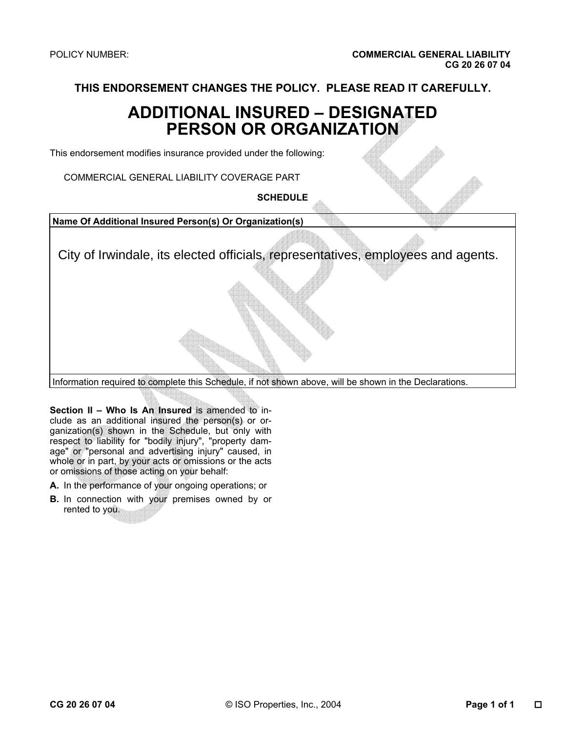POLICY NUMBER: **COMMERCIAL GENERAL LIABILITY**
**CG 20 26 07 04**

**THIS ENDORSEMENT CHANGES THE POLICY. PLEASE READ IT CAREFULLY.**

# ADDITIONAL INSURED – DESIGNATED PERSON OR ORGANIZATION

This endorsement modifies insurance provided under the following:

COMMERCIAL GENERAL LIABILITY COVERAGE PART

**SCHEDULE**

| **Name Of Additional Insured Person(s) Or Organization(s)** |
| --- |
| City of Irwindale, its elected officials, representatives, employees and agents. |
| Information required to complete this Schedule, if not shown above, will be shown in the Declarations. |

**Section II – Who Is An Insured** is amended to include as an additional insured the person(s) or organization(s) shown in the Schedule, but only with respect to liability for "bodily injury", "property damage" or "personal and advertising injury" caused, in whole or in part, by your acts or omissions or the acts or omissions of those acting on your behalf:

**A.** In the performance of your ongoing operations; or

**B.** In connection with your premises owned by or rented to you.

CG 20 26 07 04 © ISO Properties, Inc., 2004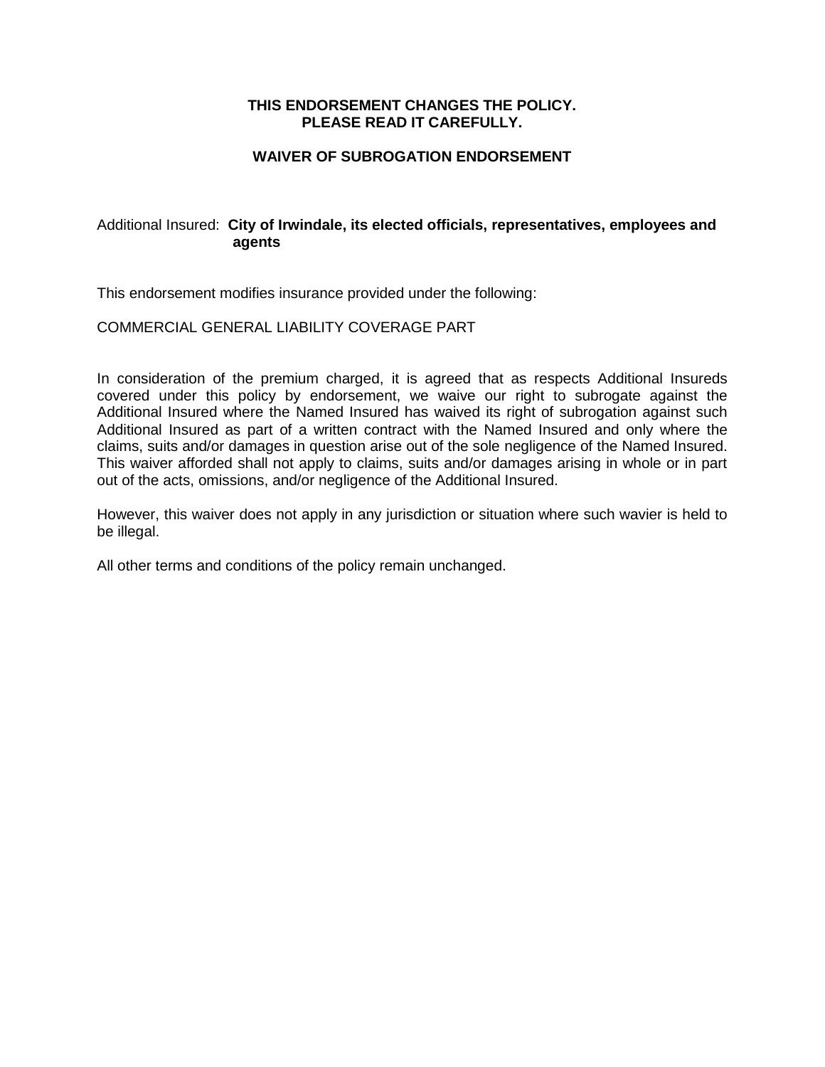**THIS ENDORSEMENT CHANGES THE POLICY.**
**PLEASE READ IT CAREFULLY.**

## WAIVER OF SUBROGATION ENDORSEMENT

Additional Insured: **City of Irwindale, its elected officials, representatives, employees and agents**

This endorsement modifies insurance provided under the following:

COMMERCIAL GENERAL LIABILITY COVERAGE PART

In consideration of the premium charged, it is agreed that as respects Additional Insureds covered under this policy by endorsement, we waive our right to subrogate against the Additional Insured where the Named Insured has waived its right of subrogation against such Additional Insured as part of a written contract with the Named Insured and only where the claims, suits and/or damages in question arise out of the sole negligence of the Named Insured. This waiver afforded shall not apply to claims, suits and/or damages arising in whole or in part out of the acts, omissions, and/or negligence of the Additional Insured.

However, this waiver does not apply in any jurisdiction or situation where such wavier is held to be illegal.

All other terms and conditions of the policy remain unchanged.